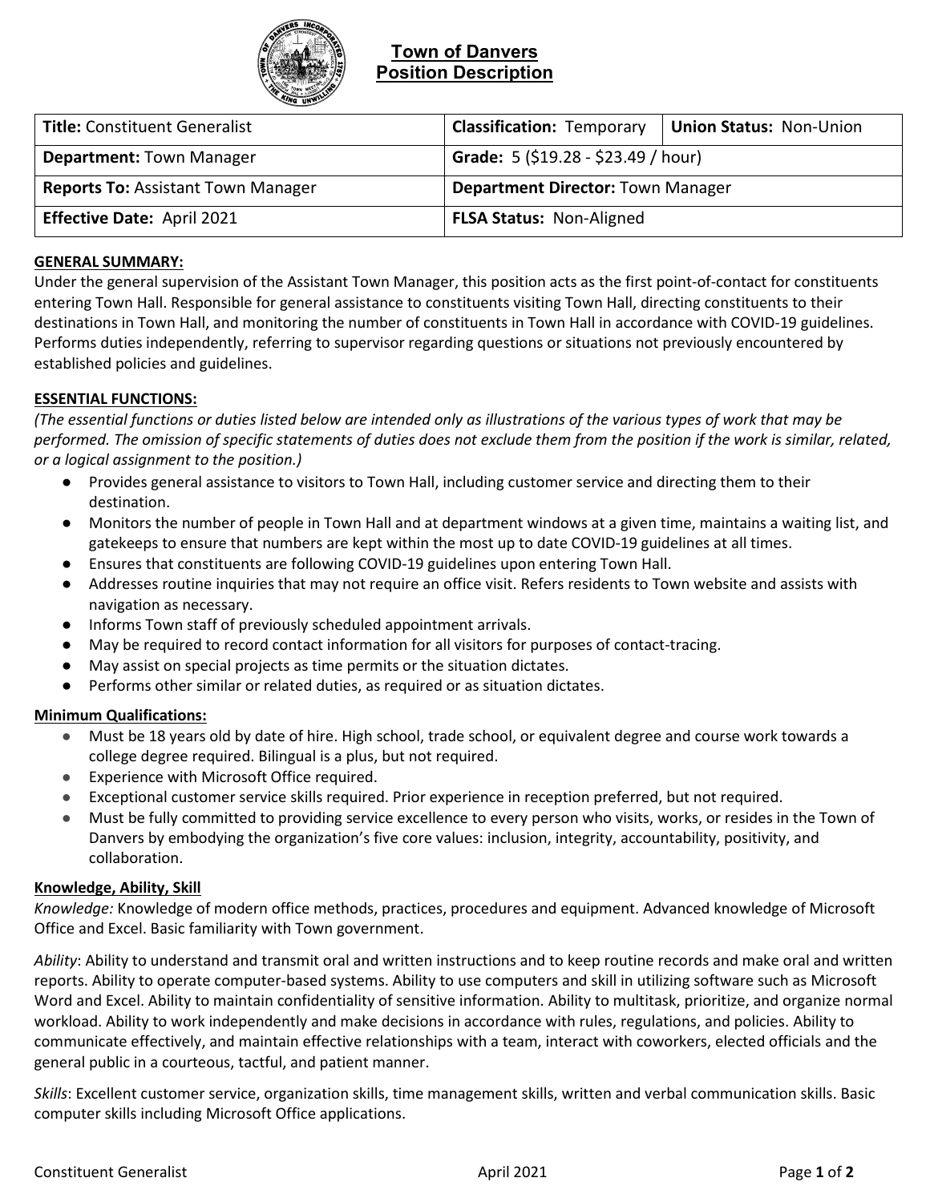# Town of Danvers
## Position Description

| **Title:** Constituent Generalist | **Classification:** Temporary | **Union Status:** Non-Union |
|---|---|---|
| **Department:** Town Manager | **Grade:** 5 ($19.28 - $23.49 / hour) | |
| **Reports To:** Assistant Town Manager | **Department Director:** Town Manager | |
| **Effective Date:** April 2021 | **FLSA Status:** Non-Aligned | |

**GENERAL SUMMARY:**

Under the general supervision of the Assistant Town Manager, this position acts as the first point-of-contact for constituents entering Town Hall. Responsible for general assistance to constituents visiting Town Hall, directing constituents to their destinations in Town Hall, and monitoring the number of constituents in Town Hall in accordance with COVID-19 guidelines. Performs duties independently, referring to supervisor regarding questions or situations not previously encountered by established policies and guidelines.

**ESSENTIAL FUNCTIONS:**

*(The essential functions or duties listed below are intended only as illustrations of the various types of work that may be performed. The omission of specific statements of duties does not exclude them from the position if the work is similar, related, or a logical assignment to the position.)*

- Provides general assistance to visitors to Town Hall, including customer service and directing them to their destination.
- Monitors the number of people in Town Hall and at department windows at a given time, maintains a waiting list, and gatekeeps to ensure that numbers are kept within the most up to date COVID-19 guidelines at all times.
- Ensures that constituents are following COVID-19 guidelines upon entering Town Hall.
- Addresses routine inquiries that may not require an office visit. Refers residents to Town website and assists with navigation as necessary.
- Informs Town staff of previously scheduled appointment arrivals.
- May be required to record contact information for all visitors for purposes of contact-tracing.
- May assist on special projects as time permits or the situation dictates.
- Performs other similar or related duties, as required or as situation dictates.

**Minimum Qualifications:**

- Must be 18 years old by date of hire. High school, trade school, or equivalent degree and course work towards a college degree required. Bilingual is a plus, but not required.
- Experience with Microsoft Office required.
- Exceptional customer service skills required. Prior experience in reception preferred, but not required.
- Must be fully committed to providing service excellence to every person who visits, works, or resides in the Town of Danvers by embodying the organization's five core values: inclusion, integrity, accountability, positivity, and collaboration.

**Knowledge, Ability, Skill**

*Knowledge:* Knowledge of modern office methods, practices, procedures and equipment. Advanced knowledge of Microsoft Office and Excel. Basic familiarity with Town government.

*Ability*: Ability to understand and transmit oral and written instructions and to keep routine records and make oral and written reports. Ability to operate computer-based systems. Ability to use computers and skill in utilizing software such as Microsoft Word and Excel. Ability to maintain confidentiality of sensitive information. Ability to multitask, prioritize, and organize normal workload. Ability to work independently and make decisions in accordance with rules, regulations, and policies. Ability to communicate effectively, and maintain effective relationships with a team, interact with coworkers, elected officials and the general public in a courteous, tactful, and patient manner.

*Skills*: Excellent customer service, organization skills, time management skills, written and verbal communication skills. Basic computer skills including Microsoft Office applications.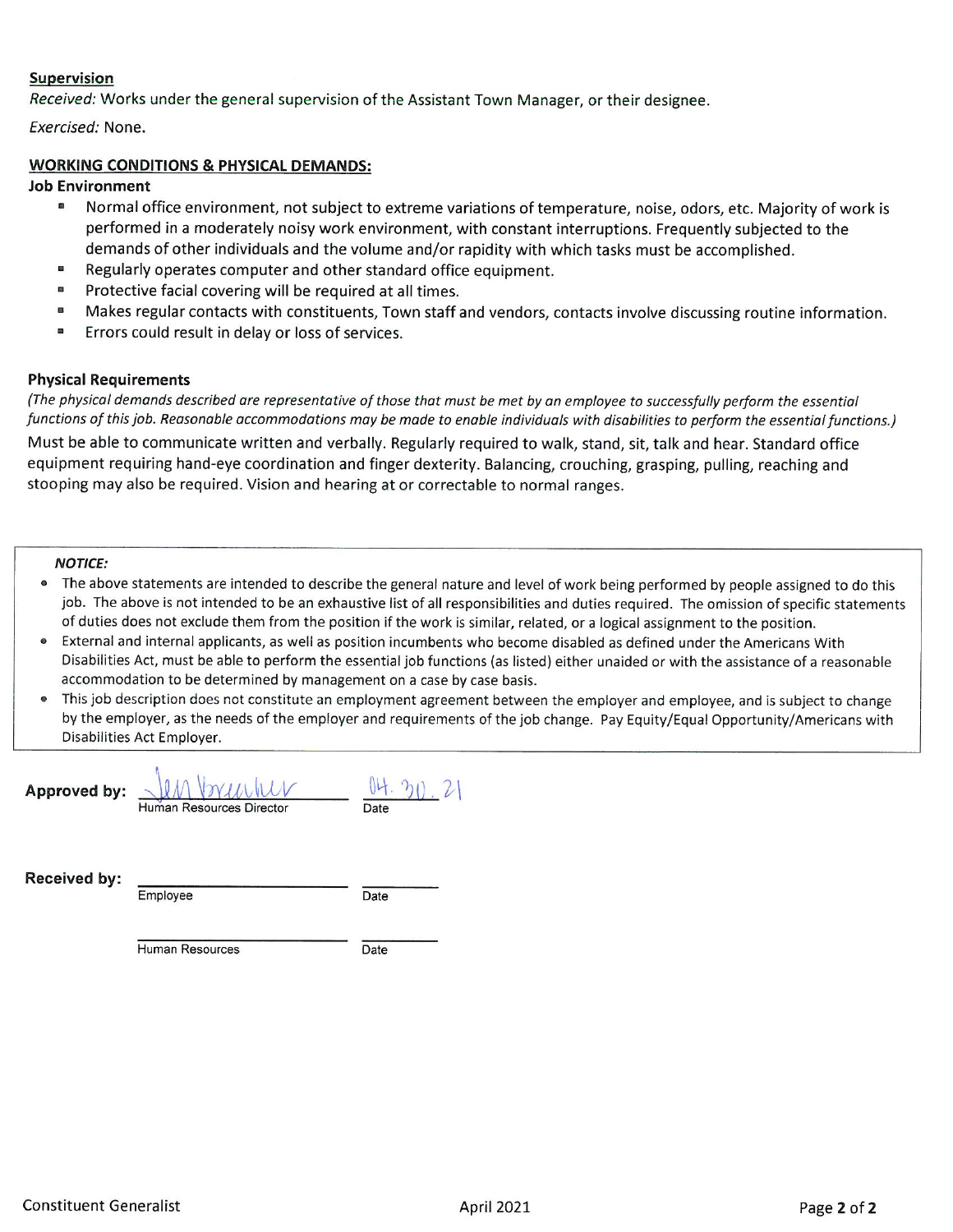## Supervision

*Received:* Works under the general supervision of the Assistant Town Manager, or their designee.

*Exercised:* None.

## WORKING CONDITIONS & PHYSICAL DEMANDS:

### Job Environment

- Normal office environment, not subject to extreme variations of temperature, noise, odors, etc. Majority of work is performed in a moderately noisy work environment, with constant interruptions. Frequently subjected to the demands of other individuals and the volume and/or rapidity with which tasks must be accomplished.
- Regularly operates computer and other standard office equipment.
- Protective facial covering will be required at all times.
- Makes regular contacts with constituents, Town staff and vendors, contacts involve discussing routine information.
- Errors could result in delay or loss of services.

### Physical Requirements

*(The physical demands described are representative of those that must be met by an employee to successfully perform the essential functions of this job. Reasonable accommodations may be made to enable individuals with disabilities to perform the essential functions.)*

Must be able to communicate written and verbally. Regularly required to walk, stand, sit, talk and hear. Standard office equipment requiring hand-eye coordination and finger dexterity. Balancing, crouching, grasping, pulling, reaching and stooping may also be required. Vision and hearing at or correctable to normal ranges.

***NOTICE:***

- The above statements are intended to describe the general nature and level of work being performed by people assigned to do this job. The above is not intended to be an exhaustive list of all responsibilities and duties required. The omission of specific statements of duties does not exclude them from the position if the work is similar, related, or a logical assignment to the position.
- External and internal applicants, as well as position incumbents who become disabled as defined under the Americans With Disabilities Act, must be able to perform the essential job functions (as listed) either unaided or with the assistance of a reasonable accommodation to be determined by management on a case by case basis.
- This job description does not constitute an employment agreement between the employer and employee, and is subject to change by the employer, as the needs of the employer and requirements of the job change. Pay Equity/Equal Opportunity/Americans with Disabilities Act Employer.

**Approved by:** Jen Breuker — Human Resources Director — Date: 04.30.21

**Received by:**

_______________________ Employee &nbsp;&nbsp; _________ Date

_______________________ Human Resources &nbsp;&nbsp; _________ Date

Constituent Generalist — April 2021